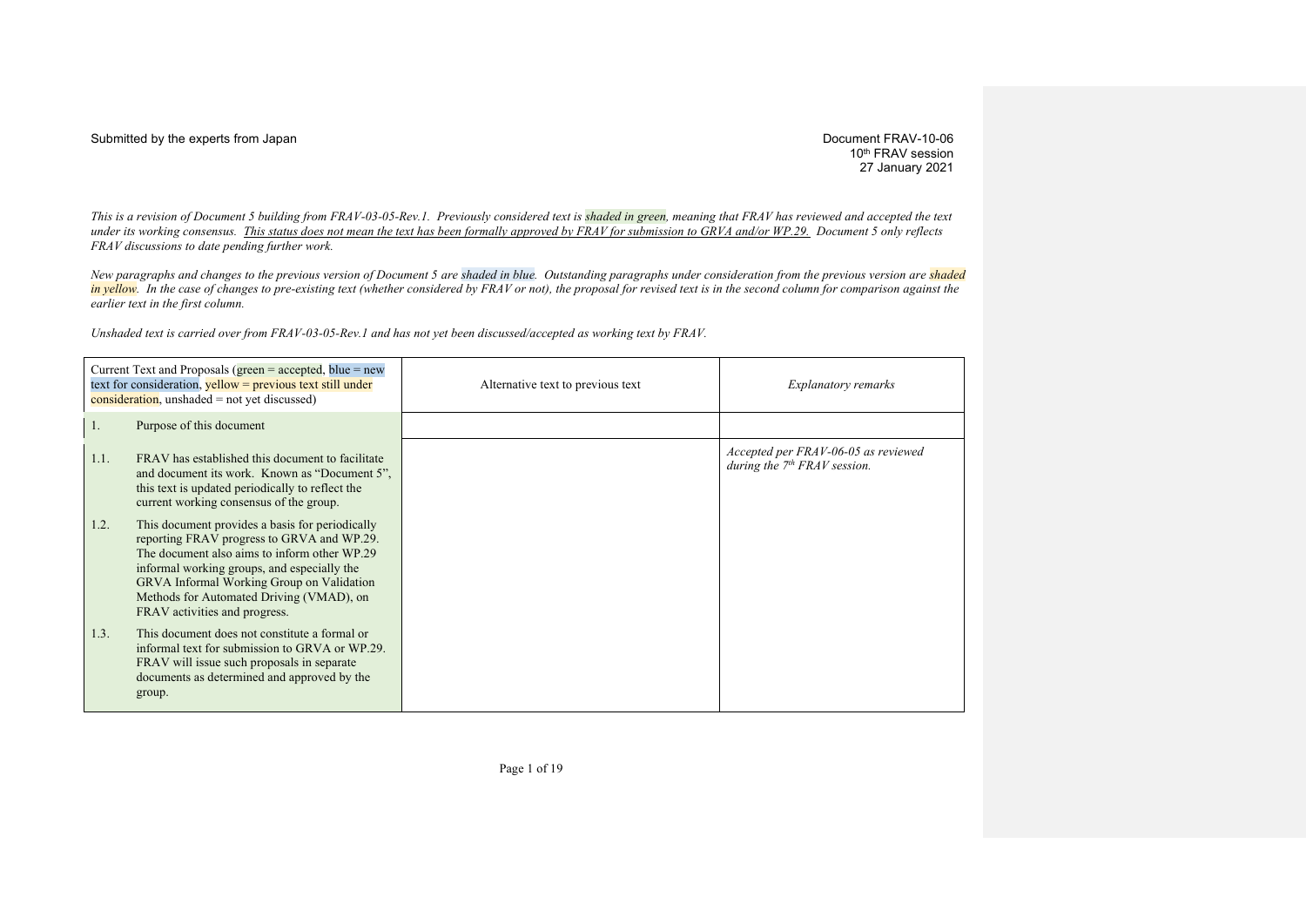Submitted by the experts from Japan

Document FRAV-10-06
10th FRAV session
27 January 2021

*This is a revision of Document 5 building from FRAV-03-05-Rev.1. Previously considered text is shaded in green, meaning that FRAV has reviewed and accepted the text under its working consensus. This status does not mean the text has been formally approved by FRAV for submission to GRVA and/or WP.29. Document 5 only reflects FRAV discussions to date pending further work.*

*New paragraphs and changes to the previous version of Document 5 are shaded in blue. Outstanding paragraphs under consideration from the previous version are shaded in yellow. In the case of changes to pre-existing text (whether considered by FRAV or not), the proposal for revised text is in the second column for comparison against the earlier text in the first column.*

*Unshaded text is carried over from FRAV-03-05-Rev.1 and has not yet been discussed/accepted as working text by FRAV.*

| Current Text and Proposals (green = accepted, blue = new text for consideration, yellow = previous text still under consideration, unshaded = not yet discussed) | Alternative text to previous text | *Explanatory remarks* |
|---|---|---|
| 1. Purpose of this document | | |
| 1.1. FRAV has established this document to facilitate and document its work. Known as "Document 5", this text is updated periodically to reflect the current working consensus of the group. | | *Accepted per FRAV-06-05 as reviewed during the 7th FRAV session.* |
| 1.2. This document provides a basis for periodically reporting FRAV progress to GRVA and WP.29. The document also aims to inform other WP.29 informal working groups, and especially the GRVA Informal Working Group on Validation Methods for Automated Driving (VMAD), on FRAV activities and progress. | | |
| 1.3. This document does not constitute a formal or informal text for submission to GRVA or WP.29. FRAV will issue such proposals in separate documents as determined and approved by the group. | | |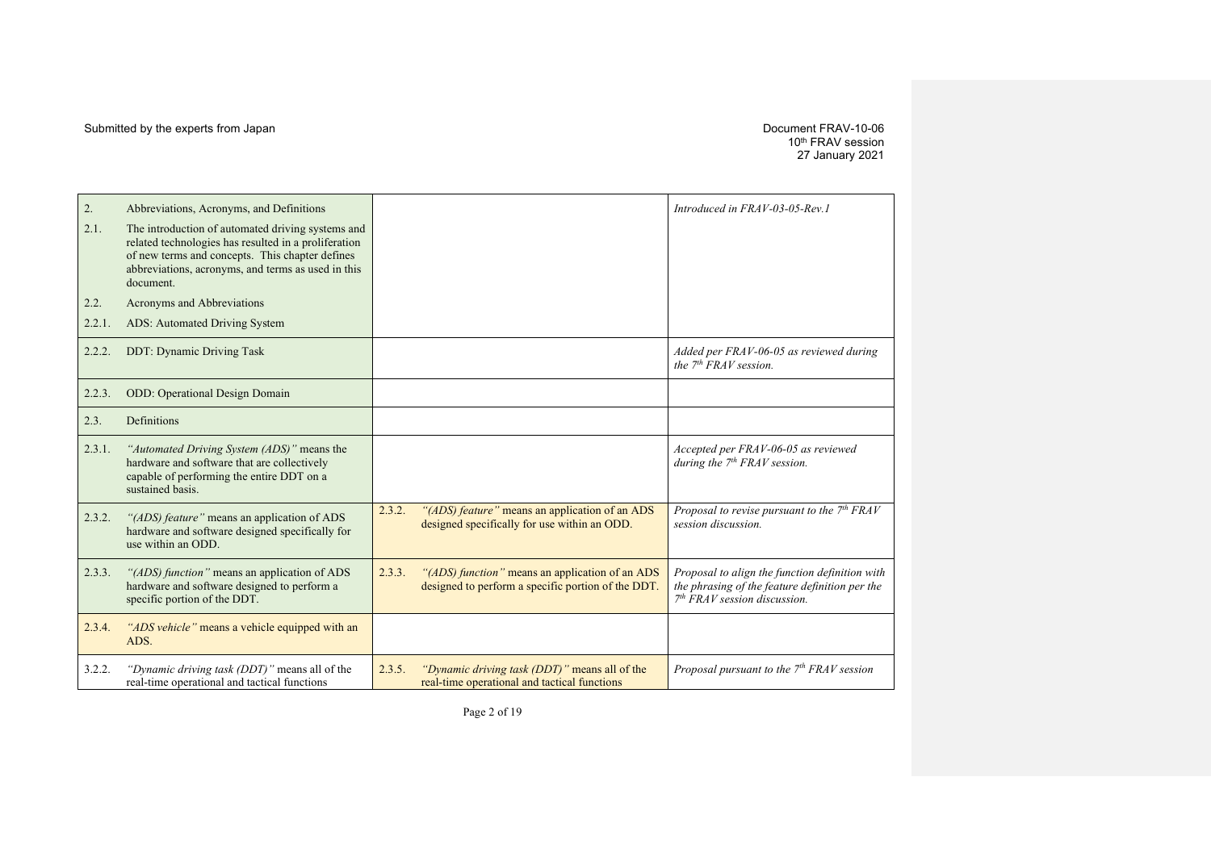Submitted by the experts from Japan

Document FRAV-10-06
10th FRAV session
27 January 2021

| | | | | |
|---|---|---|---|---|
| 2. | Abbreviations, Acronyms, and Definitions | | | *Introduced in FRAV-03-05-Rev.1* |
| 2.1. | The introduction of automated driving systems and related technologies has resulted in a proliferation of new terms and concepts. This chapter defines abbreviations, acronyms, and terms as used in this document. | | | |
| 2.2. | Acronyms and Abbreviations | | | |
| 2.2.1. | ADS: Automated Driving System | | | |
| 2.2.2. | DDT: Dynamic Driving Task | | | *Added per FRAV-06-05 as reviewed during the 7th FRAV session.* |
| 2.2.3. | ODD: Operational Design Domain | | | |
| 2.3. | Definitions | | | |
| 2.3.1. | *"Automated Driving System (ADS)"* means the hardware and software that are collectively capable of performing the entire DDT on a sustained basis. | | | *Accepted per FRAV-06-05 as reviewed during the 7th FRAV session.* |
| 2.3.2. | *"(ADS) feature"* means an application of ADS hardware and software designed specifically for use within an ODD. | 2.3.2. | *"(ADS) feature"* means an application of an ADS designed specifically for use within an ODD. | *Proposal to revise pursuant to the 7th FRAV session discussion.* |
| 2.3.3. | *"(ADS) function"* means an application of ADS hardware and software designed to perform a specific portion of the DDT. | 2.3.3. | *"(ADS) function"* means an application of an ADS designed to perform a specific portion of the DDT. | *Proposal to align the function definition with the phrasing of the feature definition per the 7th FRAV session discussion.* |
| 2.3.4. | *"ADS vehicle"* means a vehicle equipped with an ADS. | | | |
| 3.2.2. | *"Dynamic driving task (DDT)"* means all of the real-time operational and tactical functions | 2.3.5. | *"Dynamic driving task (DDT)"* means all of the real-time operational and tactical functions | *Proposal pursuant to the 7th FRAV session* |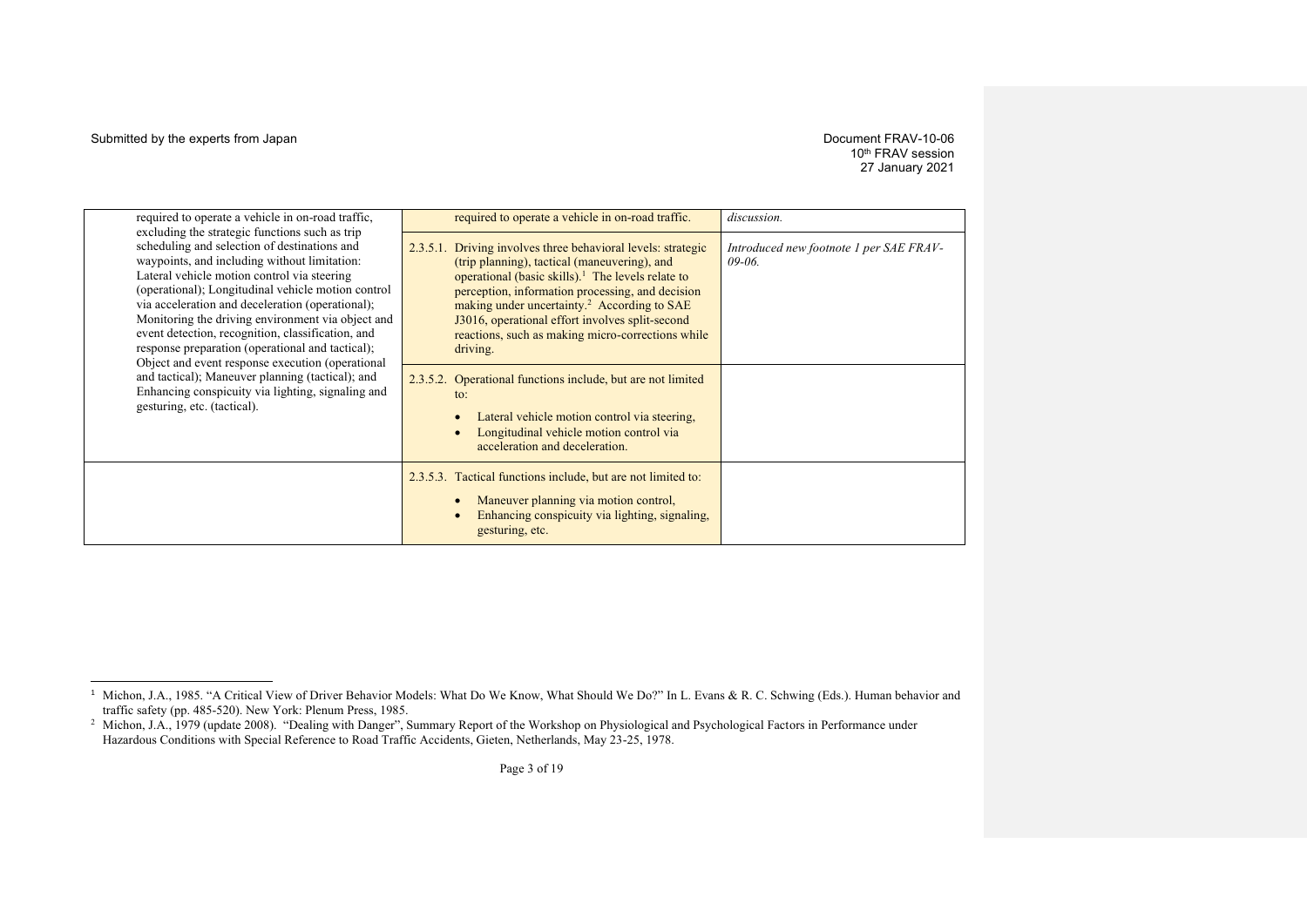| | | |
|---|---|---|
| required to operate a vehicle in on-road traffic, excluding the strategic functions such as trip scheduling and selection of destinations and waypoints, and including without limitation: Lateral vehicle motion control via steering (operational); Longitudinal vehicle motion control via acceleration and deceleration (operational); Monitoring the driving environment via object and event detection, recognition, classification, and response preparation (operational and tactical); Object and event response execution (operational and tactical); Maneuver planning (tactical); and Enhancing conspicuity via lighting, signaling and gesturing, etc. (tactical). | required to operate a vehicle in on-road traffic. | *discussion.* |
| | 2.3.5.1. Driving involves three behavioral levels: strategic (trip planning), tactical (maneuvering), and operational (basic skills).[1] The levels relate to perception, information processing, and decision making under uncertainty.[2] According to SAE J3016, operational effort involves split-second reactions, such as making micro-corrections while driving. | *Introduced new footnote 1 per SAE FRAV-09-06.* |
| | 2.3.5.2. Operational functions include, but are not limited to:<br>• Lateral vehicle motion control via steering,<br>• Longitudinal vehicle motion control via acceleration and deceleration. | |
| | 2.3.5.3. Tactical functions include, but are not limited to:<br>• Maneuver planning via motion control,<br>• Enhancing conspicuity via lighting, signaling, gesturing, etc. | |

[1] Michon, J.A., 1985. "A Critical View of Driver Behavior Models: What Do We Know, What Should We Do?" In L. Evans & R. C. Schwing (Eds.). Human behavior and traffic safety (pp. 485-520). New York: Plenum Press, 1985.

[2] Michon, J.A., 1979 (update 2008). "Dealing with Danger", Summary Report of the Workshop on Physiological and Psychological Factors in Performance under Hazardous Conditions with Special Reference to Road Traffic Accidents, Gieten, Netherlands, May 23-25, 1978.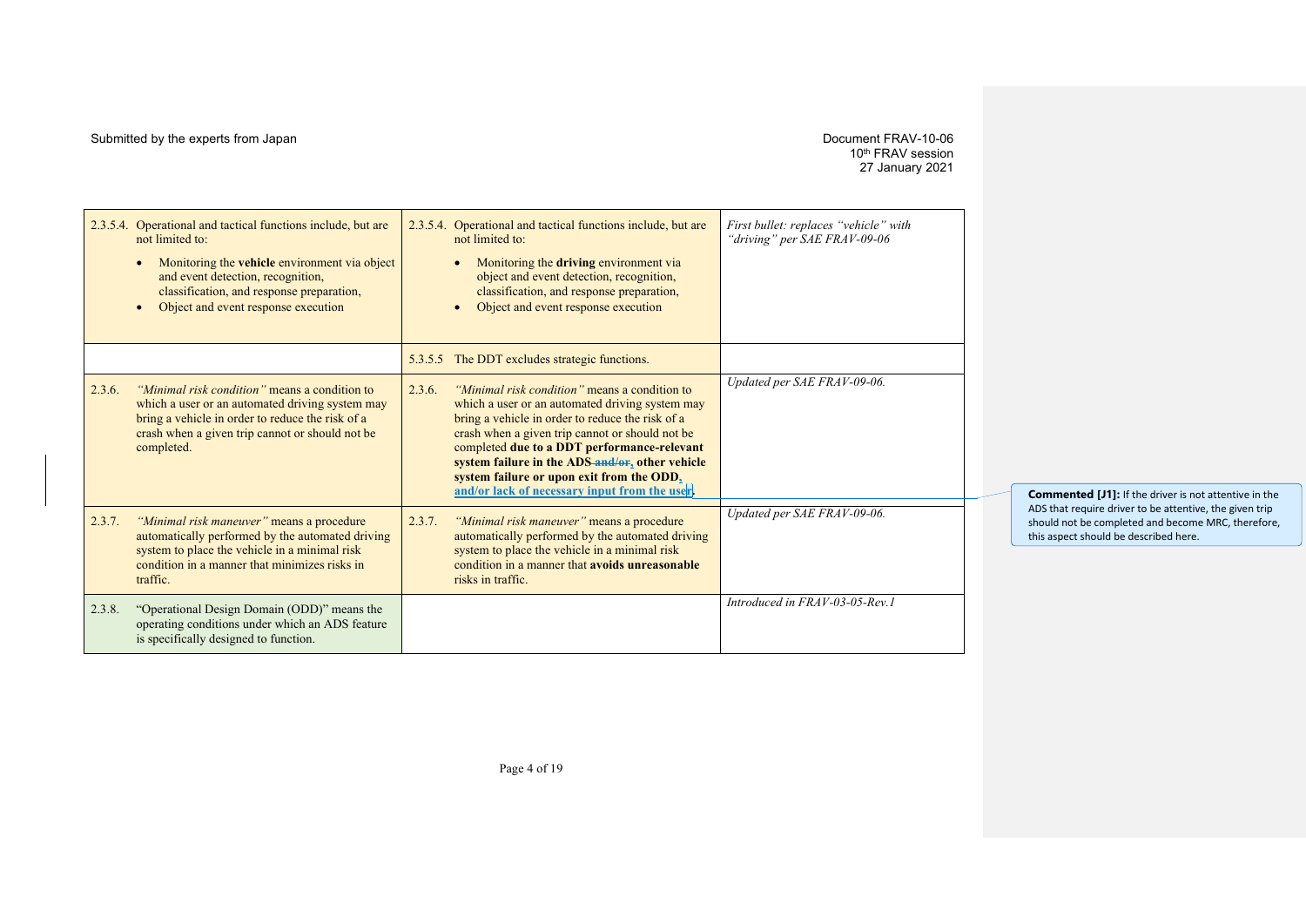Submitted by the experts from Japan

Document FRAV-10-06
10th FRAV session
27 January 2021

| | | |
|---|---|---|
| 2.3.5.4. Operational and tactical functions include, but are not limited to:<br>• Monitoring the **vehicle** environment via object and event detection, recognition, classification, and response preparation,<br>• Object and event response execution | 2.3.5.4. Operational and tactical functions include, but are not limited to:<br>• Monitoring the **driving** environment via object and event detection, recognition, classification, and response preparation,<br>• Object and event response execution | *First bullet: replaces "vehicle" with "driving" per SAE FRAV-09-06* |
| | 5.3.5.5 The DDT excludes strategic functions. | |
| 2.3.6. *"Minimal risk condition"* means a condition to which a user or an automated driving system may bring a vehicle in order to reduce the risk of a crash when a given trip cannot or should not be completed. | 2.3.6. *"Minimal risk condition"* means a condition to which a user or an automated driving system may bring a vehicle in order to reduce the risk of a crash when a given trip cannot or should not be completed **due to a DDT performance-relevant system failure in the ADS ~~and/or~~, other vehicle system failure or upon exit from the ODD, and/or lack of necessary input from the user.** | *Updated per SAE FRAV-09-06.* |
| 2.3.7. *"Minimal risk maneuver"* means a procedure automatically performed by the automated driving system to place the vehicle in a minimal risk condition in a manner that minimizes risks in traffic. | 2.3.7. *"Minimal risk maneuver"* means a procedure automatically performed by the automated driving system to place the vehicle in a minimal risk condition in a manner that **avoids unreasonable** risks in traffic. | *Updated per SAE FRAV-09-06.* |
| 2.3.8. "Operational Design Domain (ODD)" means the operating conditions under which an ADS feature is specifically designed to function. | | *Introduced in FRAV-03-05-Rev.1* |

**Commented [J1]:** If the driver is not attentive in the ADS that require driver to be attentive, the given trip should not be completed and become MRC, therefore, this aspect should be described here.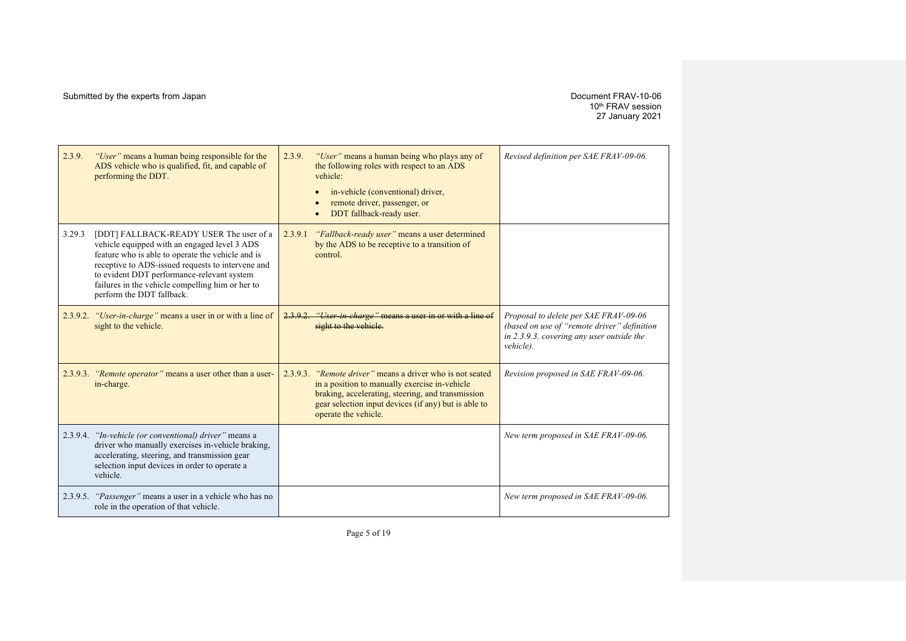Submitted by the experts from Japan

Document FRAV-10-06
10th FRAV session
27 January 2021

| | | |
|---|---|---|
| 2.3.9. *"User"* means a human being responsible for the ADS vehicle who is qualified, fit, and capable of performing the DDT. | 2.3.9. *"User"* means a human being who plays any of the following roles with respect to an ADS vehicle:<br>• in-vehicle (conventional) driver,<br>• remote driver, passenger, or<br>• DDT fallback-ready user. | *Revised definition per SAE FRAV-09-06.* |
| 3.29.3 [DDT] FALLBACK-READY USER The user of a vehicle equipped with an engaged level 3 ADS feature who is able to operate the vehicle and is receptive to ADS-issued requests to intervene and to evident DDT performance-relevant system failures in the vehicle compelling him or her to perform the DDT fallback. | 2.3.9.1 *"Fallback-ready user"* means a user determined by the ADS to be receptive to a transition of control. | |
| 2.3.9.2. *"User-in-charge"* means a user in or with a line of sight to the vehicle. | ~~2.3.9.2. "User-in-charge" means a user in or with a line of sight to the vehicle.~~ | *Proposal to delete per SAE FRAV-09-06 (based on use of "remote driver" definition in 2.3.9.3. covering any user outside the vehicle).* |
| 2.3.9.3. *"Remote operator"* means a user other than a user-in-charge. | 2.3.9.3. *"Remote driver"* means a driver who is not seated in a position to manually exercise in-vehicle braking, accelerating, steering, and transmission gear selection input devices (if any) but is able to operate the vehicle. | *Revision proposed in SAE FRAV-09-06.* |
| 2.3.9.4. *"In-vehicle (or conventional) driver"* means a driver who manually exercises in-vehicle braking, accelerating, steering, and transmission gear selection input devices in order to operate a vehicle. | | *New term proposed in SAE FRAV-09-06.* |
| 2.3.9.5. *"Passenger"* means a user in a vehicle who has no role in the operation of that vehicle. | | *New term proposed in SAE FRAV-09-06.* |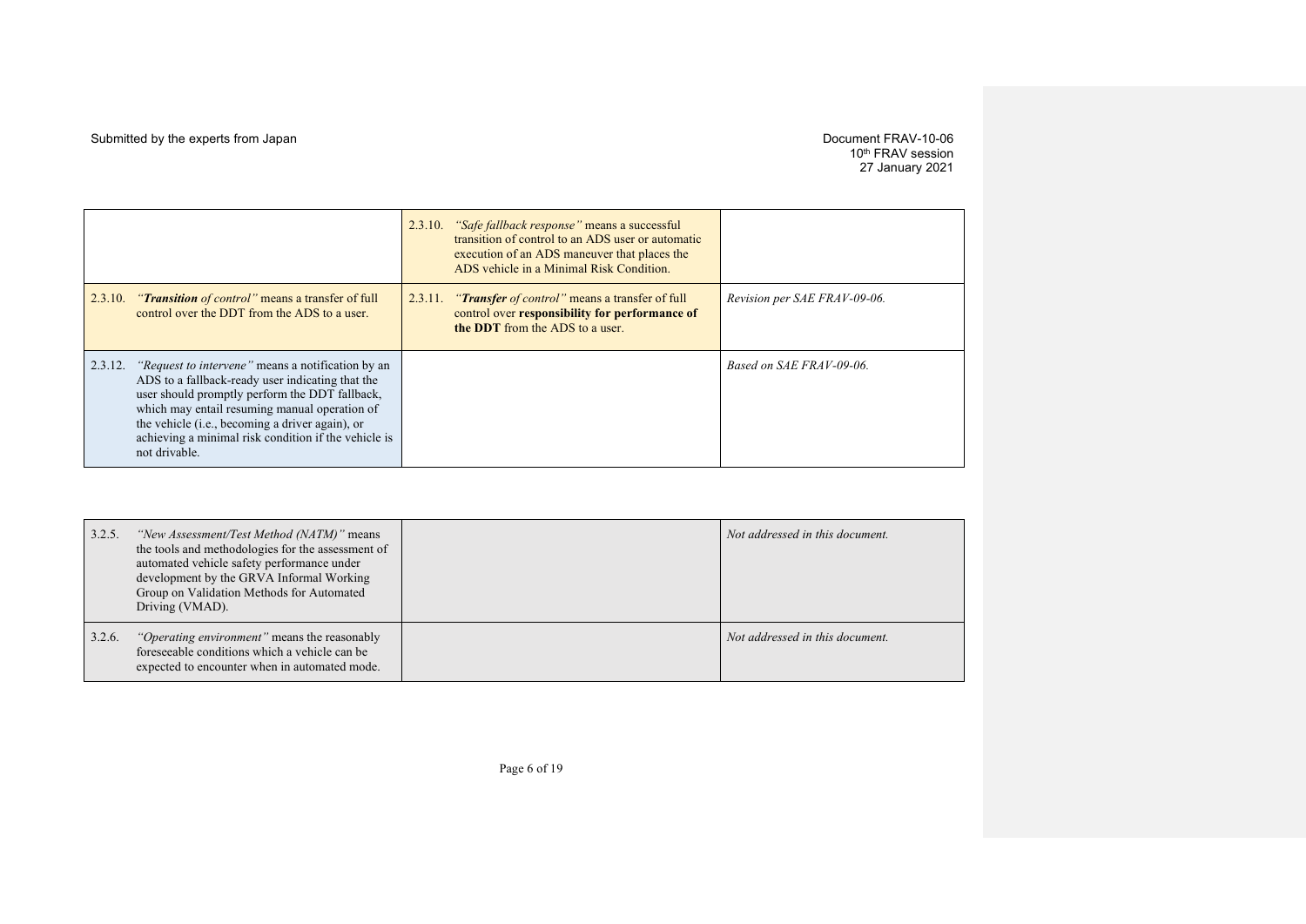| | | |
|---|---|---|
| | 2.3.10. *"Safe fallback response"* means a successful transition of control to an ADS user or automatic execution of an ADS maneuver that places the ADS vehicle in a Minimal Risk Condition. | |
| 2.3.10. *"**Transition** of control"* means a transfer of full control over the DDT from the ADS to a user. | 2.3.11. *"**Transfer** of control"* means a transfer of full control over **responsibility for performance of the DDT** from the ADS to a user. | *Revision per SAE FRAV-09-06.* |
| 2.3.12. *"Request to intervene"* means a notification by an ADS to a fallback-ready user indicating that the user should promptly perform the DDT fallback, which may entail resuming manual operation of the vehicle (i.e., becoming a driver again), or achieving a minimal risk condition if the vehicle is not drivable. | | *Based on SAE FRAV-09-06.* |

| | | |
|---|---|---|
| 3.2.5. *"New Assessment/Test Method (NATM)"* means the tools and methodologies for the assessment of automated vehicle safety performance under development by the GRVA Informal Working Group on Validation Methods for Automated Driving (VMAD). | | *Not addressed in this document.* |
| 3.2.6. *"Operating environment"* means the reasonably foreseeable conditions which a vehicle can be expected to encounter when in automated mode. | | *Not addressed in this document.* |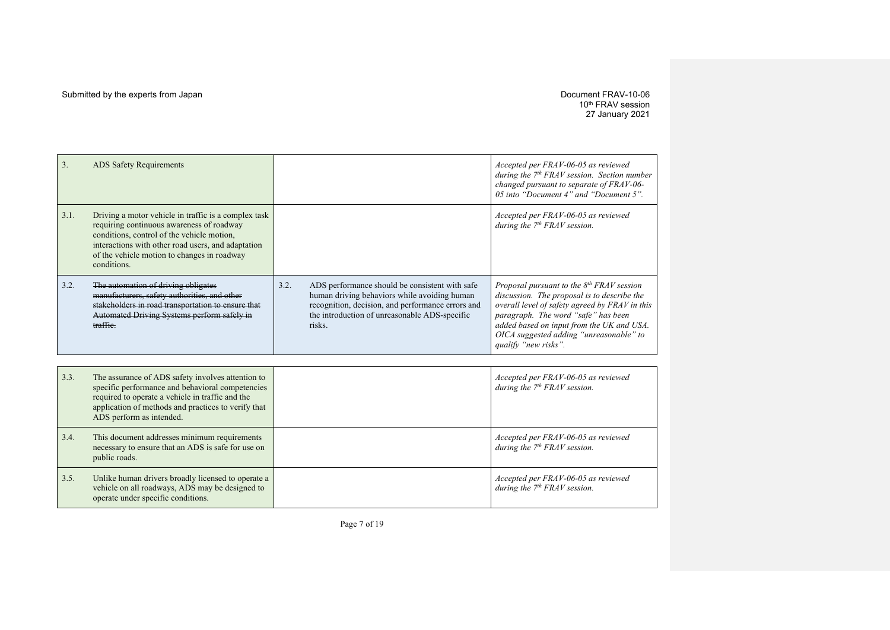Submitted by the experts from Japan

Document FRAV-10-06
10th FRAV session
27 January 2021

| | | | |
|---|---|---|---|
| 3. | ADS Safety Requirements | | *Accepted per FRAV-06-05 as reviewed during the 7th FRAV session. Section number changed pursuant to separate of FRAV-06-05 into "Document 4" and "Document 5".* |
| 3.1. | Driving a motor vehicle in traffic is a complex task requiring continuous awareness of roadway conditions, control of the vehicle motion, interactions with other road users, and adaptation of the vehicle motion to changes in roadway conditions. | | *Accepted per FRAV-06-05 as reviewed during the 7th FRAV session.* |
| 3.2. | ~~The automation of driving obligates manufacturers, safety authorities, and other stakeholders in road transportation to ensure that Automated Driving Systems perform safely in traffic.~~ | 3.2. ADS performance should be consistent with safe human driving behaviors while avoiding human recognition, decision, and performance errors and the introduction of unreasonable ADS-specific risks. | *Proposal pursuant to the 8th FRAV session discussion. The proposal is to describe the overall level of safety agreed by FRAV in this paragraph. The word "safe" has been added based on input from the UK and USA. OICA suggested adding "unreasonable" to qualify "new risks".* |
| 3.3. | The assurance of ADS safety involves attention to specific performance and behavioral competencies required to operate a vehicle in traffic and the application of methods and practices to verify that ADS perform as intended. | | *Accepted per FRAV-06-05 as reviewed during the 7th FRAV session.* |
| 3.4. | This document addresses minimum requirements necessary to ensure that an ADS is safe for use on public roads. | | *Accepted per FRAV-06-05 as reviewed during the 7th FRAV session.* |
| 3.5. | Unlike human drivers broadly licensed to operate a vehicle on all roadways, ADS may be designed to operate under specific conditions. | | *Accepted per FRAV-06-05 as reviewed during the 7th FRAV session.* |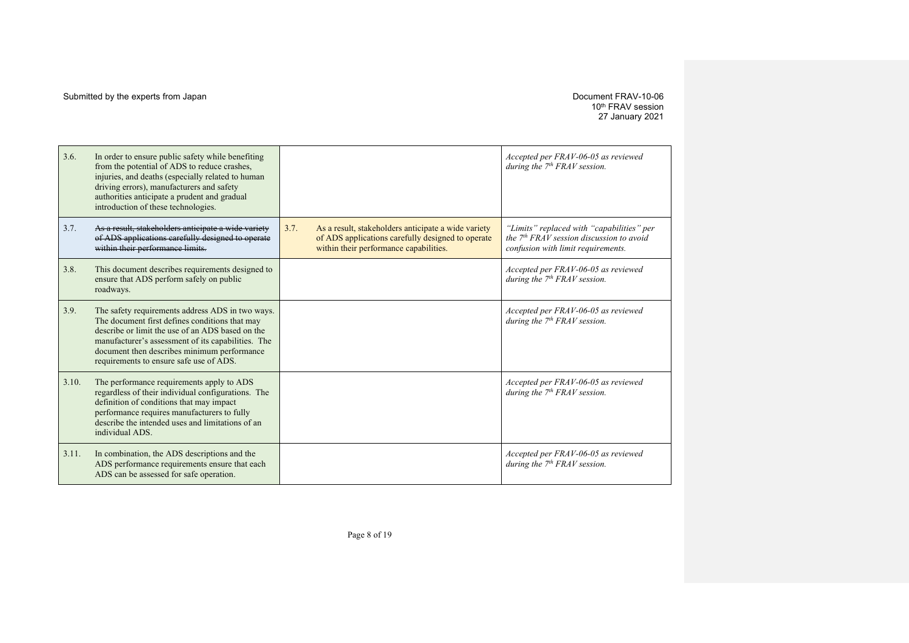| | | |
|---|---|---|
| 3.6. In order to ensure public safety while benefiting from the potential of ADS to reduce crashes, injuries, and deaths (especially related to human driving errors), manufacturers and safety authorities anticipate a prudent and gradual introduction of these technologies. | | *Accepted per FRAV-06-05 as reviewed during the 7th FRAV session.* |
| 3.7. ~~As a result, stakeholders anticipate a wide variety of ADS applications carefully designed to operate within their performance limits.~~ | 3.7. As a result, stakeholders anticipate a wide variety of ADS applications carefully designed to operate within their performance capabilities. | *"Limits" replaced with "capabilities" per the 7th FRAV session discussion to avoid confusion with limit requirements.* |
| 3.8. This document describes requirements designed to ensure that ADS perform safely on public roadways. | | *Accepted per FRAV-06-05 as reviewed during the 7th FRAV session.* |
| 3.9. The safety requirements address ADS in two ways. The document first defines conditions that may describe or limit the use of an ADS based on the manufacturer's assessment of its capabilities. The document then describes minimum performance requirements to ensure safe use of ADS. | | *Accepted per FRAV-06-05 as reviewed during the 7th FRAV session.* |
| 3.10. The performance requirements apply to ADS regardless of their individual configurations. The definition of conditions that may impact performance requires manufacturers to fully describe the intended uses and limitations of an individual ADS. | | *Accepted per FRAV-06-05 as reviewed during the 7th FRAV session.* |
| 3.11. In combination, the ADS descriptions and the ADS performance requirements ensure that each ADS can be assessed for safe operation. | | *Accepted per FRAV-06-05 as reviewed during the 7th FRAV session.* |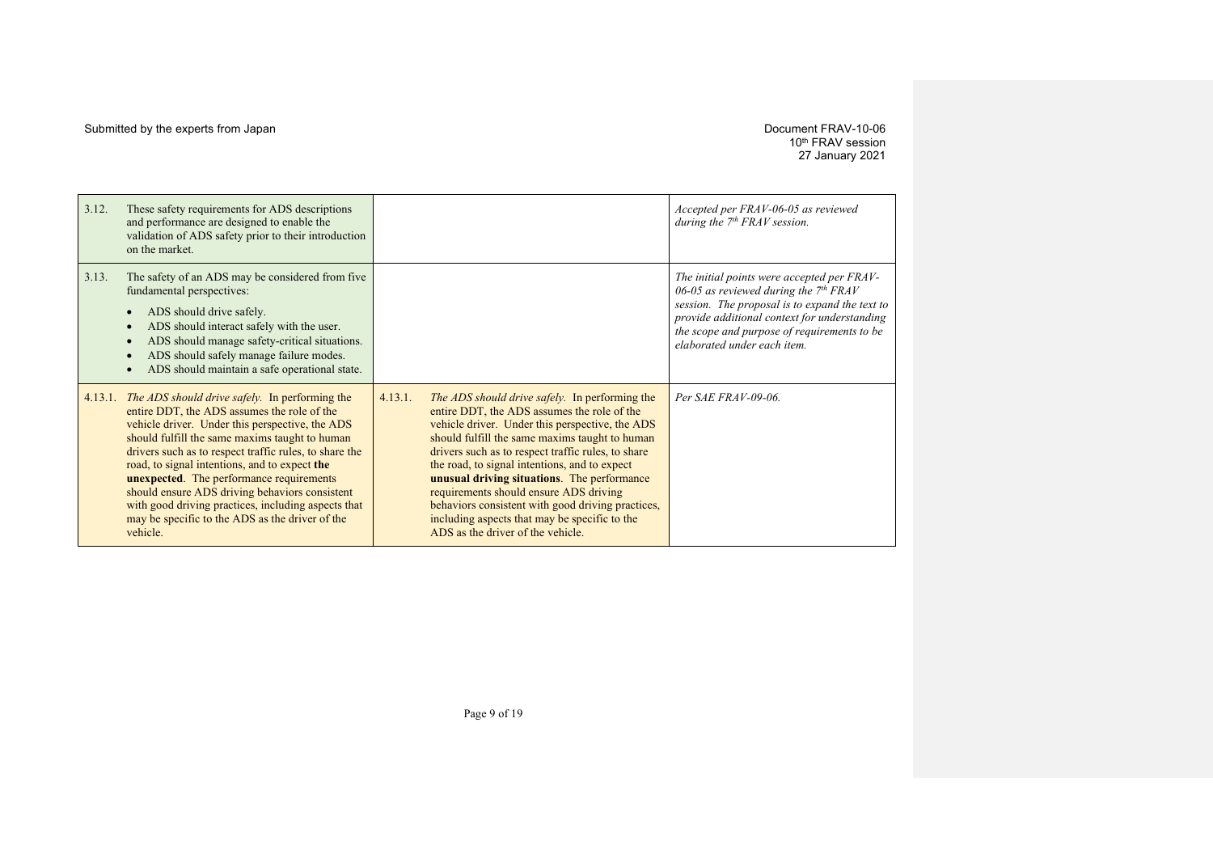| | | |
|---|---|---|
| 3.12. These safety requirements for ADS descriptions and performance are designed to enable the validation of ADS safety prior to their introduction on the market. | | *Accepted per FRAV-06-05 as reviewed during the 7th FRAV session.* |
| 3.13. The safety of an ADS may be considered from five fundamental perspectives:<br>• ADS should drive safely.<br>• ADS should interact safely with the user.<br>• ADS should manage safety-critical situations.<br>• ADS should safely manage failure modes.<br>• ADS should maintain a safe operational state. | | *The initial points were accepted per FRAV-06-05 as reviewed during the 7th FRAV session. The proposal is to expand the text to provide additional context for understanding the scope and purpose of requirements to be elaborated under each item.* |
| 4.13.1. *The ADS should drive safely.* In performing the entire DDT, the ADS assumes the role of the vehicle driver. Under this perspective, the ADS should fulfill the same maxims taught to human drivers such as to respect traffic rules, to share the road, to signal intentions, and to expect **the unexpected**. The performance requirements should ensure ADS driving behaviors consistent with good driving practices, including aspects that may be specific to the ADS as the driver of the vehicle. | 4.13.1. *The ADS should drive safely.* In performing the entire DDT, the ADS assumes the role of the vehicle driver. Under this perspective, the ADS should fulfill the same maxims taught to human drivers such as to respect traffic rules, to share the road, to signal intentions, and to expect **unusual driving situations**. The performance requirements should ensure ADS driving behaviors consistent with good driving practices, including aspects that may be specific to the ADS as the driver of the vehicle. | *Per SAE FRAV-09-06.* |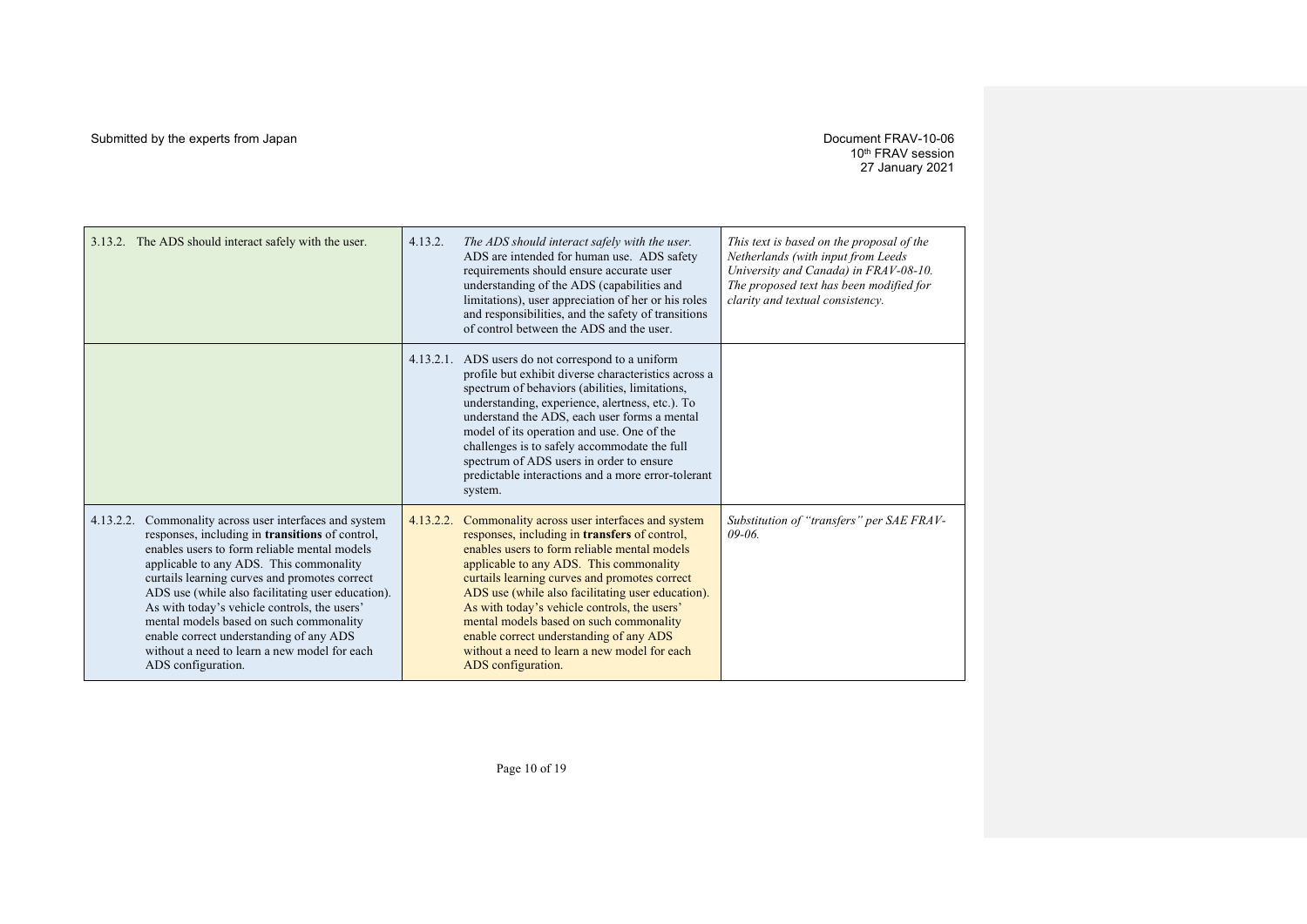| | | |
|---|---|---|
| 3.13.2. The ADS should interact safely with the user. | 4.13.2. *The ADS should interact safely with the user.* ADS are intended for human use. ADS safety requirements should ensure accurate user understanding of the ADS (capabilities and limitations), user appreciation of her or his roles and responsibilities, and the safety of transitions of control between the ADS and the user. | *This text is based on the proposal of the Netherlands (with input from Leeds University and Canada) in FRAV-08-10. The proposed text has been modified for clarity and textual consistency.* |
| | 4.13.2.1. ADS users do not correspond to a uniform profile but exhibit diverse characteristics across a spectrum of behaviors (abilities, limitations, understanding, experience, alertness, etc.). To understand the ADS, each user forms a mental model of its operation and use. One of the challenges is to safely accommodate the full spectrum of ADS users in order to ensure predictable interactions and a more error-tolerant system. | |
| 4.13.2.2. Commonality across user interfaces and system responses, including in **transitions** of control, enables users to form reliable mental models applicable to any ADS. This commonality curtails learning curves and promotes correct ADS use (while also facilitating user education). As with today's vehicle controls, the users' mental models based on such commonality enable correct understanding of any ADS without a need to learn a new model for each ADS configuration. | 4.13.2.2. Commonality across user interfaces and system responses, including in **transfers** of control, enables users to form reliable mental models applicable to any ADS. This commonality curtails learning curves and promotes correct ADS use (while also facilitating user education). As with today's vehicle controls, the users' mental models based on such commonality enable correct understanding of any ADS without a need to learn a new model for each ADS configuration. | *Substitution of "transfers" per SAE FRAV-09-06.* |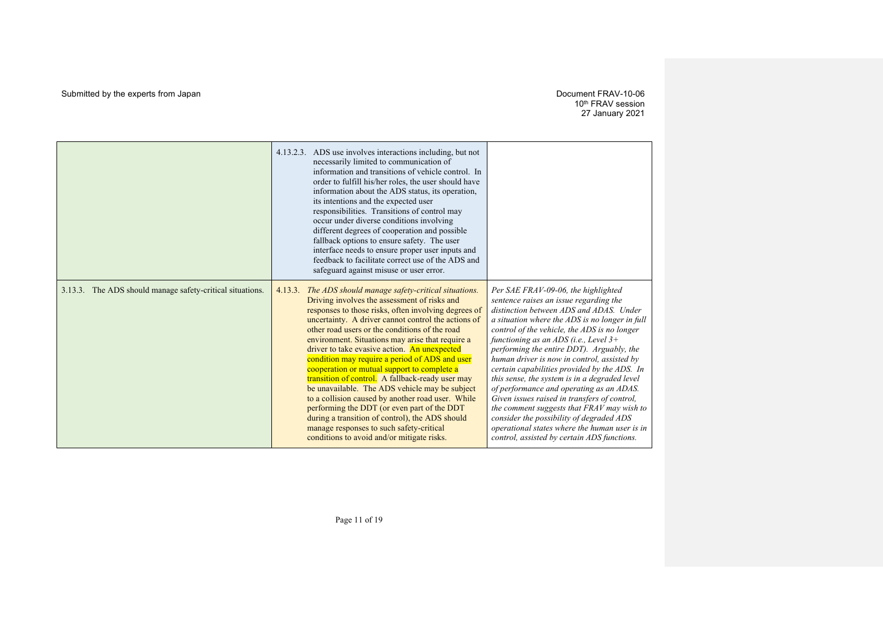| | | |
|---|---|---|
| | 4.13.2.3. ADS use involves interactions including, but not necessarily limited to communication of information and transitions of vehicle control. In order to fulfill his/her roles, the user should have information about the ADS status, its operation, its intentions and the expected user responsibilities. Transitions of control may occur under diverse conditions involving different degrees of cooperation and possible fallback options to ensure safety. The user interface needs to ensure proper user inputs and feedback to facilitate correct use of the ADS and safeguard against misuse or user error. | |
| 3.13.3. The ADS should manage safety-critical situations. | 4.13.3. *The ADS should manage safety-critical situations.* Driving involves the assessment of risks and responses to those risks, often involving degrees of uncertainty. A driver cannot control the actions of other road users or the conditions of the road environment. Situations may arise that require a driver to take evasive action. An unexpected condition may require a period of ADS and user cooperation or mutual support to complete a transition of control. A fallback-ready user may be unavailable. The ADS vehicle may be subject to a collision caused by another road user. While performing the DDT (or even part of the DDT during a transition of control), the ADS should manage responses to such safety-critical conditions to avoid and/or mitigate risks. | *Per SAE FRAV-09-06, the highlighted sentence raises an issue regarding the distinction between ADS and ADAS. Under a situation where the ADS is no longer in full control of the vehicle, the ADS is no longer functioning as an ADS (i.e., Level 3+ performing the entire DDT). Arguably, the human driver is now in control, assisted by certain capabilities provided by the ADS. In this sense, the system is in a degraded level of performance and operating as an ADAS. Given issues raised in transfers of control, the comment suggests that FRAV may wish to consider the possibility of degraded ADS operational states where the human user is in control, assisted by certain ADS functions.* |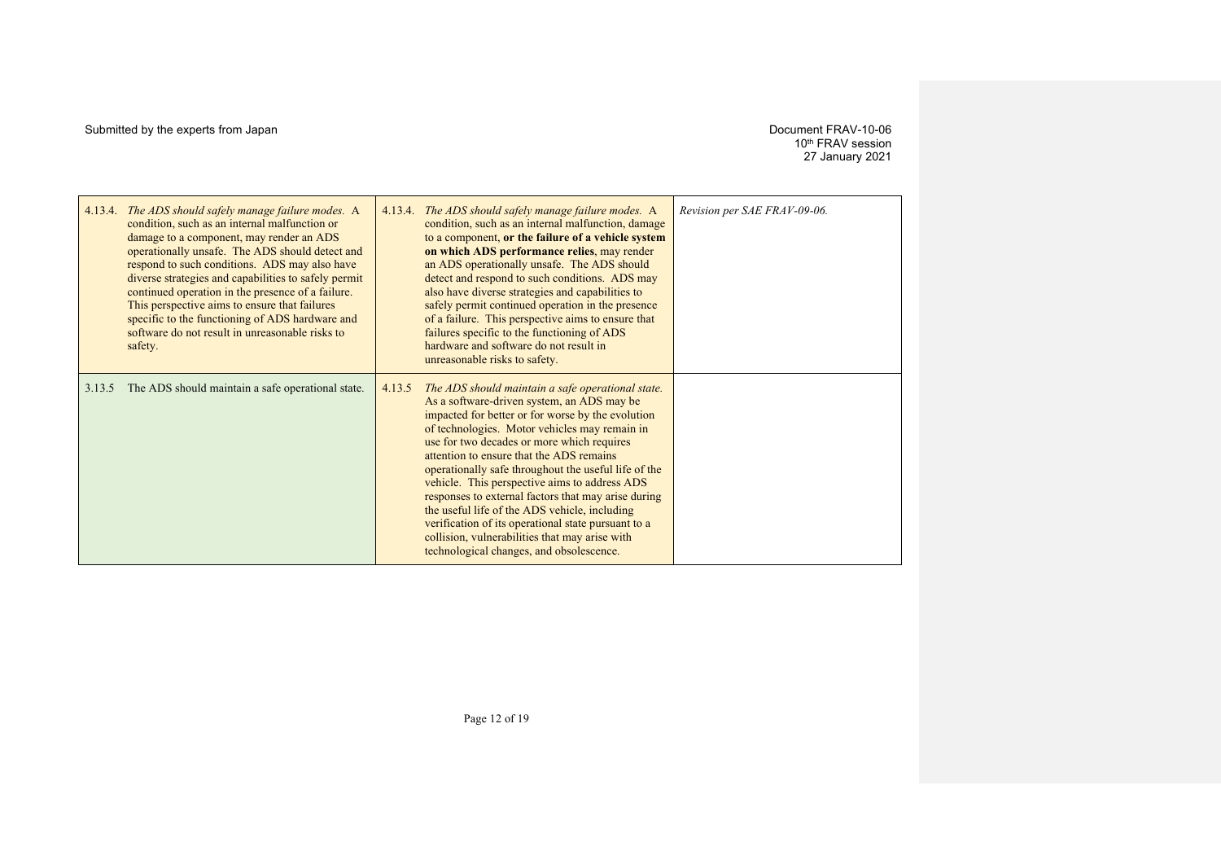| | | |
|---|---|---|
| 4.13.4. *The ADS should safely manage failure modes.* A condition, such as an internal malfunction or damage to a component, may render an ADS operationally unsafe. The ADS should detect and respond to such conditions. ADS may also have diverse strategies and capabilities to safely permit continued operation in the presence of a failure. This perspective aims to ensure that failures specific to the functioning of ADS hardware and software do not result in unreasonable risks to safety. | 4.13.4. *The ADS should safely manage failure modes.* A condition, such as an internal malfunction, damage to a component, **or the failure of a vehicle system on which ADS performance relies**, may render an ADS operationally unsafe. The ADS should detect and respond to such conditions. ADS may also have diverse strategies and capabilities to safely permit continued operation in the presence of a failure. This perspective aims to ensure that failures specific to the functioning of ADS hardware and software do not result in unreasonable risks to safety. | *Revision per SAE FRAV-09-06.* |
| 3.13.5 The ADS should maintain a safe operational state. | 4.13.5 *The ADS should maintain a safe operational state.* As a software-driven system, an ADS may be impacted for better or for worse by the evolution of technologies. Motor vehicles may remain in use for two decades or more which requires attention to ensure that the ADS remains operationally safe throughout the useful life of the vehicle. This perspective aims to address ADS responses to external factors that may arise during the useful life of the ADS vehicle, including verification of its operational state pursuant to a collision, vulnerabilities that may arise with technological changes, and obsolescence. | |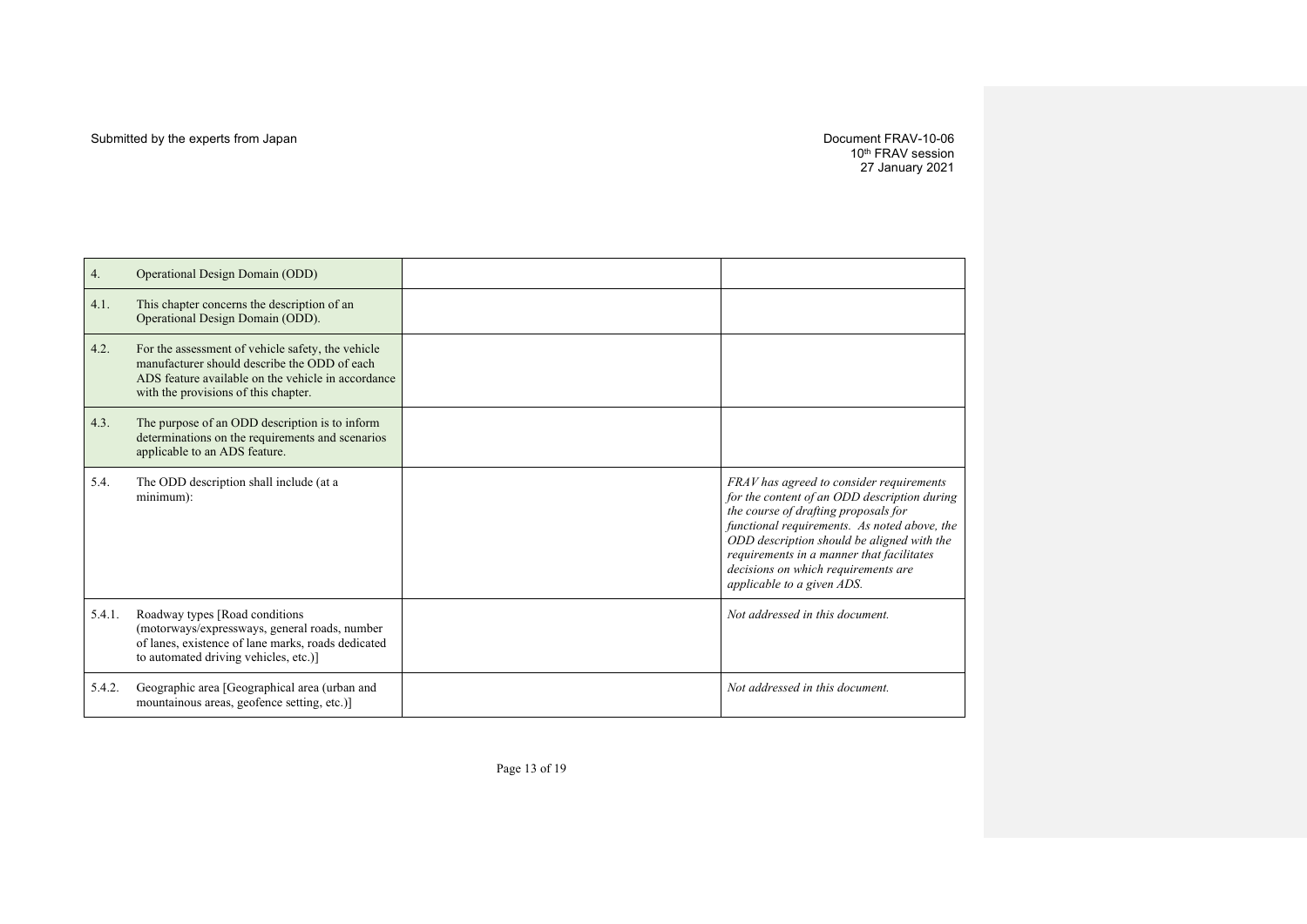Submitted by the experts from Japan

Document FRAV-10-06
10th FRAV session
27 January 2021

| | | |
|---|---|---|
| 4. Operational Design Domain (ODD) | | |
| 4.1. This chapter concerns the description of an Operational Design Domain (ODD). | | |
| 4.2. For the assessment of vehicle safety, the vehicle manufacturer should describe the ODD of each ADS feature available on the vehicle in accordance with the provisions of this chapter. | | |
| 4.3. The purpose of an ODD description is to inform determinations on the requirements and scenarios applicable to an ADS feature. | | |
| 5.4. The ODD description shall include (at a minimum): | | *FRAV has agreed to consider requirements for the content of an ODD description during the course of drafting proposals for functional requirements. As noted above, the ODD description should be aligned with the requirements in a manner that facilitates decisions on which requirements are applicable to a given ADS.* |
| 5.4.1. Roadway types [Road conditions (motorways/expressways, general roads, number of lanes, existence of lane marks, roads dedicated to automated driving vehicles, etc.)] | | *Not addressed in this document.* |
| 5.4.2. Geographic area [Geographical area (urban and mountainous areas, geofence setting, etc.)] | | *Not addressed in this document.* |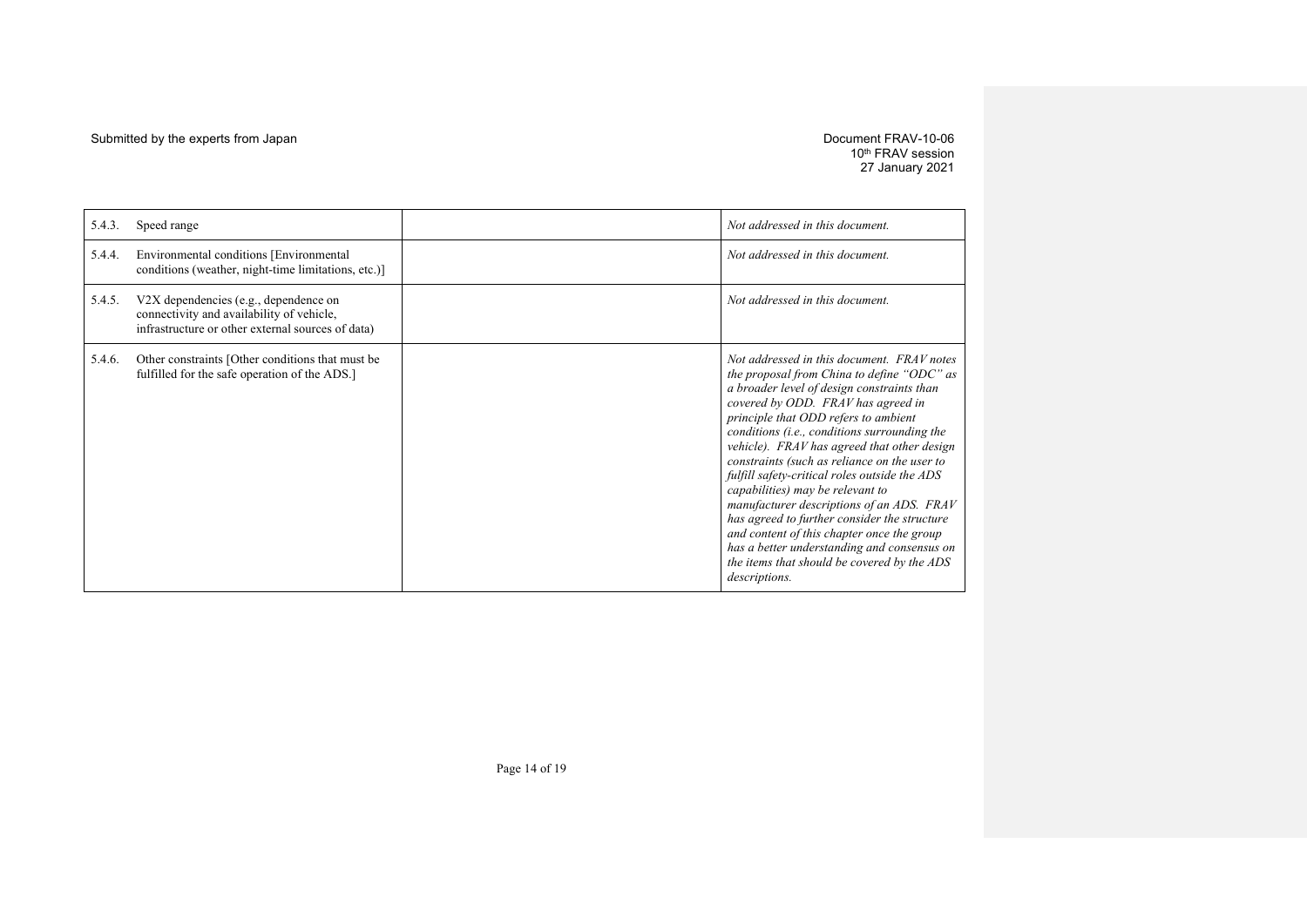| | | |
|---|---|---|
| 5.4.3. Speed range | | *Not addressed in this document.* |
| 5.4.4. Environmental conditions [Environmental conditions (weather, night-time limitations, etc.)] | | *Not addressed in this document.* |
| 5.4.5. V2X dependencies (e.g., dependence on connectivity and availability of vehicle, infrastructure or other external sources of data) | | *Not addressed in this document.* |
| 5.4.6. Other constraints [Other conditions that must be fulfilled for the safe operation of the ADS.] | | *Not addressed in this document. FRAV notes the proposal from China to define "ODC" as a broader level of design constraints than covered by ODD. FRAV has agreed in principle that ODD refers to ambient conditions (i.e., conditions surrounding the vehicle). FRAV has agreed that other design constraints (such as reliance on the user to fulfill safety-critical roles outside the ADS capabilities) may be relevant to manufacturer descriptions of an ADS. FRAV has agreed to further consider the structure and content of this chapter once the group has a better understanding and consensus on the items that should be covered by the ADS descriptions.* |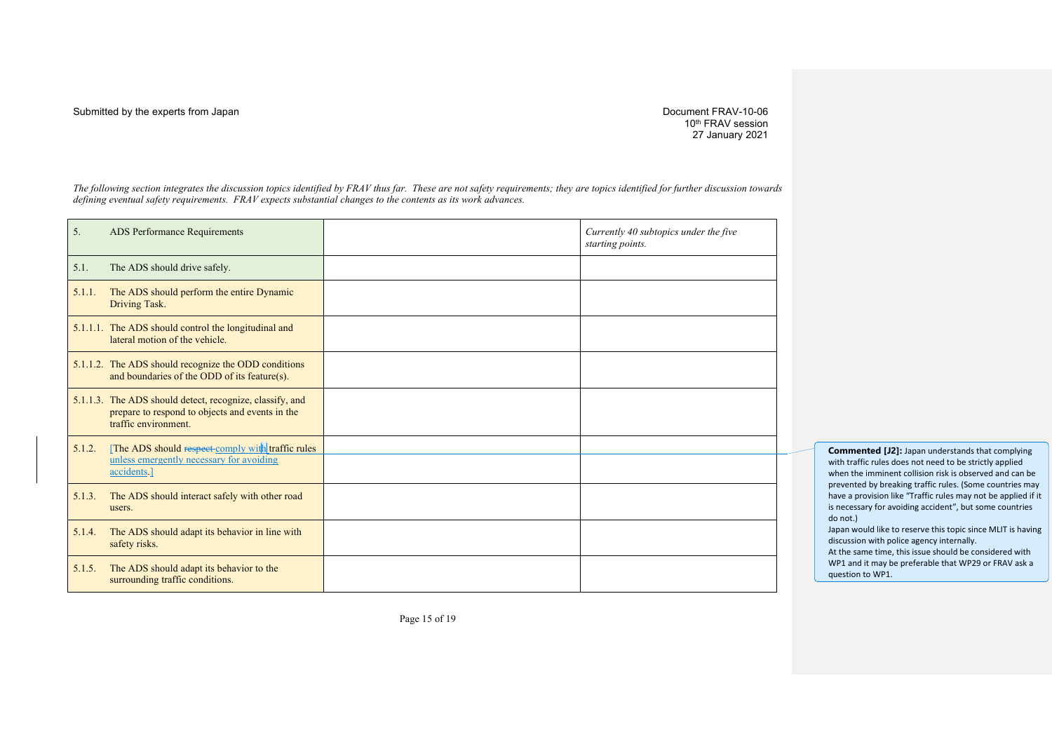Submitted by the experts from Japan

Document FRAV-10-06
10th FRAV session
27 January 2021

*The following section integrates the discussion topics identified by FRAV thus far. These are not safety requirements; they are topics identified for further discussion towards defining eventual safety requirements. FRAV expects substantial changes to the contents as its work advances.*

| | | |
|---|---|---|
| 5. ADS Performance Requirements | | *Currently 40 subtopics under the five starting points.* |
| 5.1. The ADS should drive safely. | | |
| 5.1.1. The ADS should perform the entire Dynamic Driving Task. | | |
| 5.1.1.1. The ADS should control the longitudinal and lateral motion of the vehicle. | | |
| 5.1.1.2. The ADS should recognize the ODD conditions and boundaries of the ODD of its feature(s). | | |
| 5.1.1.3. The ADS should detect, recognize, classify, and prepare to respond to objects and events in the traffic environment. | | |
| 5.1.2. [The ADS should ~~respect~~ comply with traffic rules unless emergently necessary for avoiding accidents.] | | |
| 5.1.3. The ADS should interact safely with other road users. | | |
| 5.1.4. The ADS should adapt its behavior in line with safety risks. | | |
| 5.1.5. The ADS should adapt its behavior to the surrounding traffic conditions. | | |

**Commented [J2]:** Japan understands that complying with traffic rules does not need to be strictly applied when the imminent collision risk is observed and can be prevented by breaking traffic rules. (Some countries may have a provision like "Traffic rules may not be applied if it is necessary for avoiding accident", but some countries do not.)
Japan would like to reserve this topic since MLIT is having discussion with police agency internally.
At the same time, this issue should be considered with WP1 and it may be preferable that WP29 or FRAV ask a question to WP1.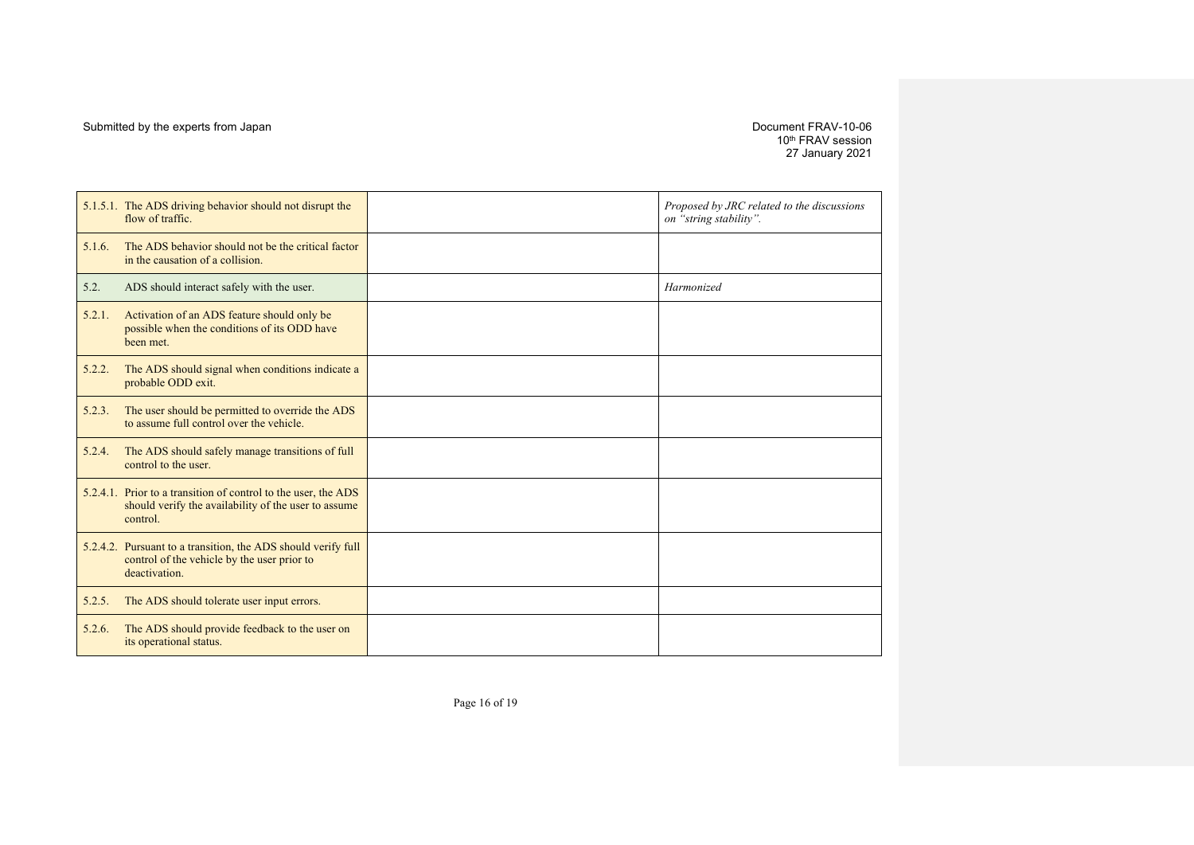| | | |
|---|---|---|
| 5.1.5.1. The ADS driving behavior should not disrupt the flow of traffic. | | *Proposed by JRC related to the discussions on "string stability".* |
| 5.1.6. The ADS behavior should not be the critical factor in the causation of a collision. | | |
| 5.2. ADS should interact safely with the user. | | *Harmonized* |
| 5.2.1. Activation of an ADS feature should only be possible when the conditions of its ODD have been met. | | |
| 5.2.2. The ADS should signal when conditions indicate a probable ODD exit. | | |
| 5.2.3. The user should be permitted to override the ADS to assume full control over the vehicle. | | |
| 5.2.4. The ADS should safely manage transitions of full control to the user. | | |
| 5.2.4.1. Prior to a transition of control to the user, the ADS should verify the availability of the user to assume control. | | |
| 5.2.4.2. Pursuant to a transition, the ADS should verify full control of the vehicle by the user prior to deactivation. | | |
| 5.2.5. The ADS should tolerate user input errors. | | |
| 5.2.6. The ADS should provide feedback to the user on its operational status. | | |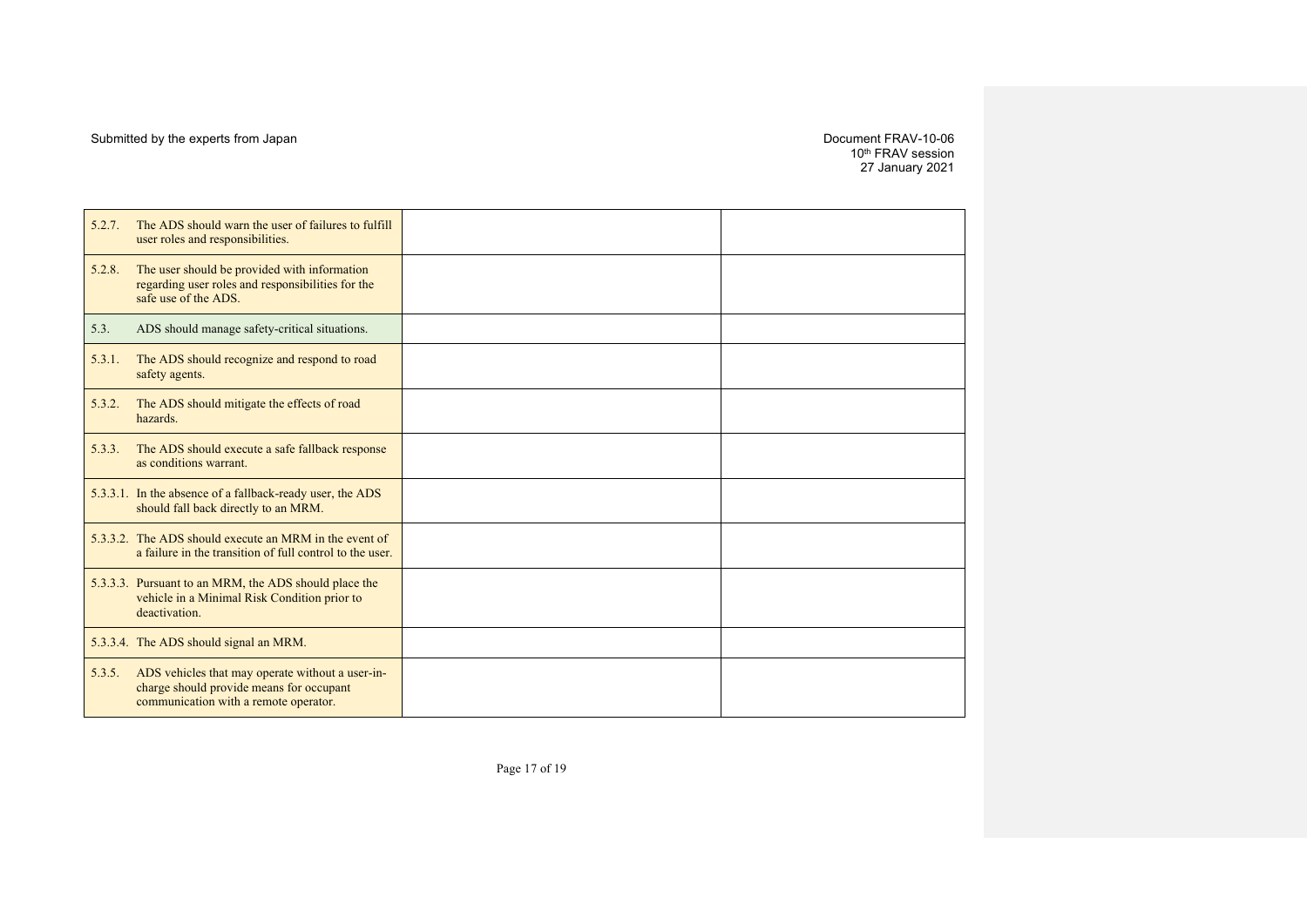| | | |
|---|---|---|
| 5.2.7. The ADS should warn the user of failures to fulfill user roles and responsibilities. | | |
| 5.2.8. The user should be provided with information regarding user roles and responsibilities for the safe use of the ADS. | | |
| 5.3. ADS should manage safety-critical situations. | | |
| 5.3.1. The ADS should recognize and respond to road safety agents. | | |
| 5.3.2. The ADS should mitigate the effects of road hazards. | | |
| 5.3.3. The ADS should execute a safe fallback response as conditions warrant. | | |
| 5.3.3.1. In the absence of a fallback-ready user, the ADS should fall back directly to an MRM. | | |
| 5.3.3.2. The ADS should execute an MRM in the event of a failure in the transition of full control to the user. | | |
| 5.3.3.3. Pursuant to an MRM, the ADS should place the vehicle in a Minimal Risk Condition prior to deactivation. | | |
| 5.3.3.4. The ADS should signal an MRM. | | |
| 5.3.5. ADS vehicles that may operate without a user-in-charge should provide means for occupant communication with a remote operator. | | |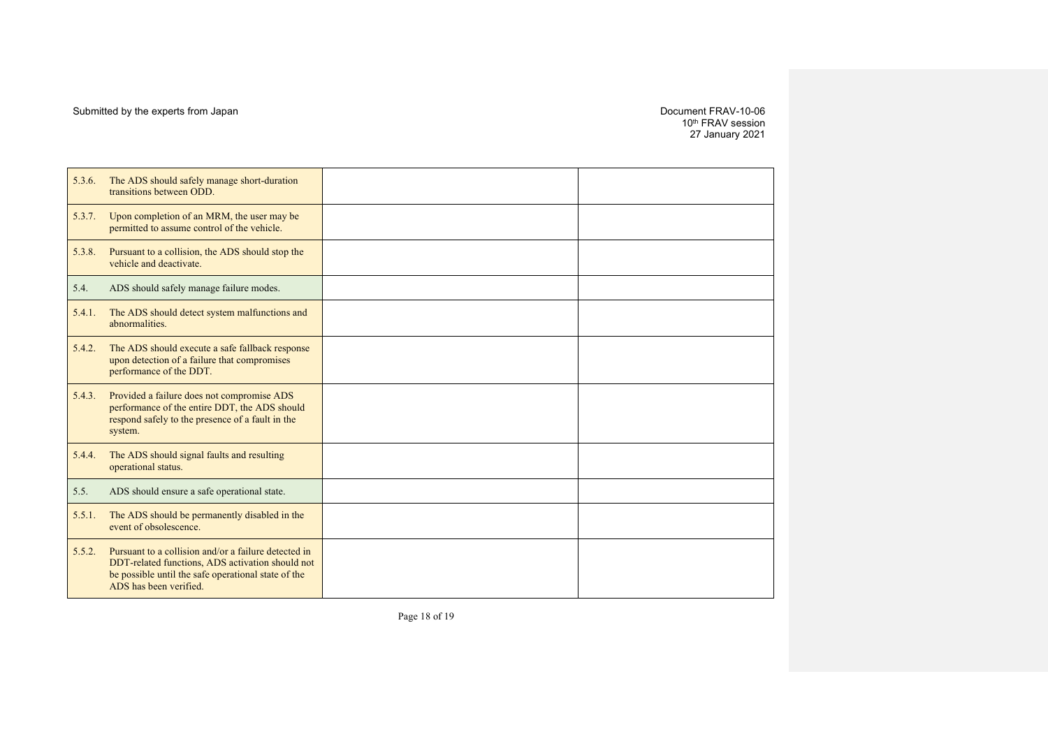| | | | |
|---|---|---|---|
| 5.3.6. | The ADS should safely manage short-duration transitions between ODD. | | |
| 5.3.7. | Upon completion of an MRM, the user may be permitted to assume control of the vehicle. | | |
| 5.3.8. | Pursuant to a collision, the ADS should stop the vehicle and deactivate. | | |
| 5.4. | ADS should safely manage failure modes. | | |
| 5.4.1. | The ADS should detect system malfunctions and abnormalities. | | |
| 5.4.2. | The ADS should execute a safe fallback response upon detection of a failure that compromises performance of the DDT. | | |
| 5.4.3. | Provided a failure does not compromise ADS performance of the entire DDT, the ADS should respond safely to the presence of a fault in the system. | | |
| 5.4.4. | The ADS should signal faults and resulting operational status. | | |
| 5.5. | ADS should ensure a safe operational state. | | |
| 5.5.1. | The ADS should be permanently disabled in the event of obsolescence. | | |
| 5.5.2. | Pursuant to a collision and/or a failure detected in DDT-related functions, ADS activation should not be possible until the safe operational state of the ADS has been verified. | | |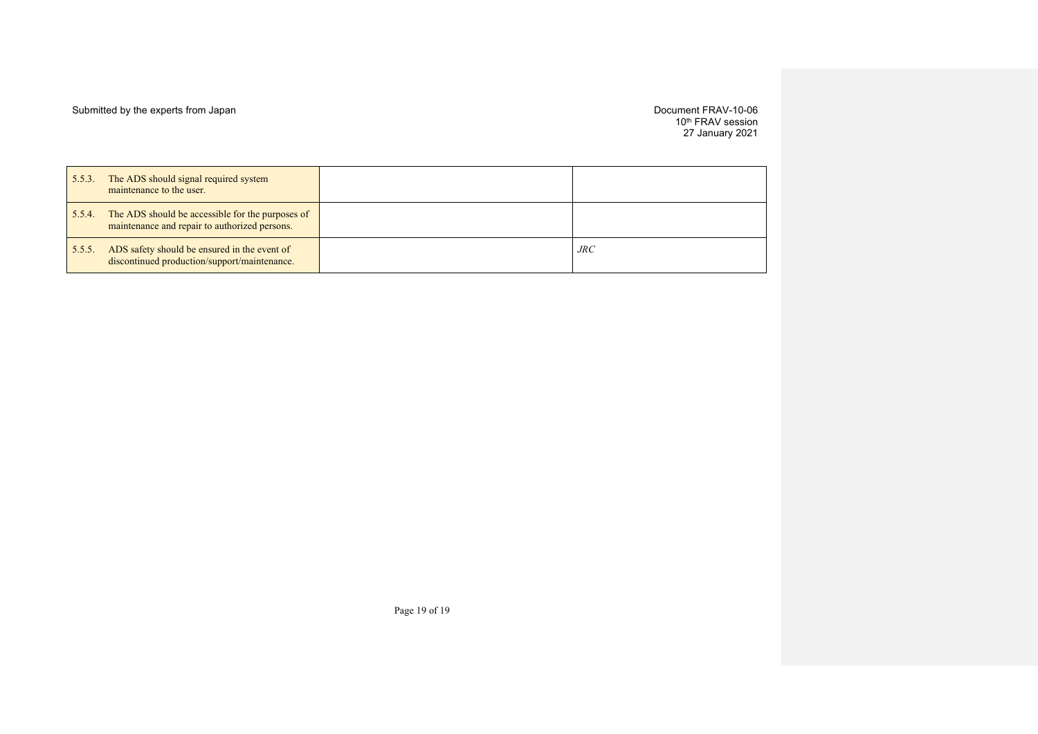| | | |
|---|---|---|
| 5.5.3. The ADS should signal required system maintenance to the user. | | |
| 5.5.4. The ADS should be accessible for the purposes of maintenance and repair to authorized persons. | | |
| 5.5.5. ADS safety should be ensured in the event of discontinued production/support/maintenance. | | *JRC* |